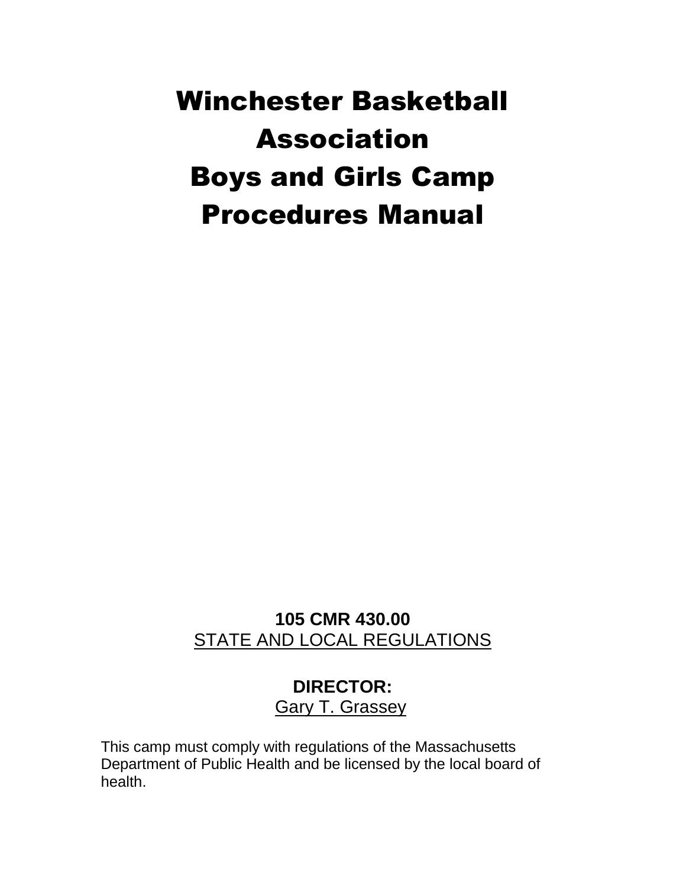# Winchester Basketball Association
# Boys and Girls Camp
# Procedures Manual

**105 CMR 430.00**
STATE AND LOCAL REGULATIONS

**DIRECTOR:**
Gary T. Grassey

This camp must comply with regulations of the Massachusetts Department of Public Health and be licensed by the local board of health.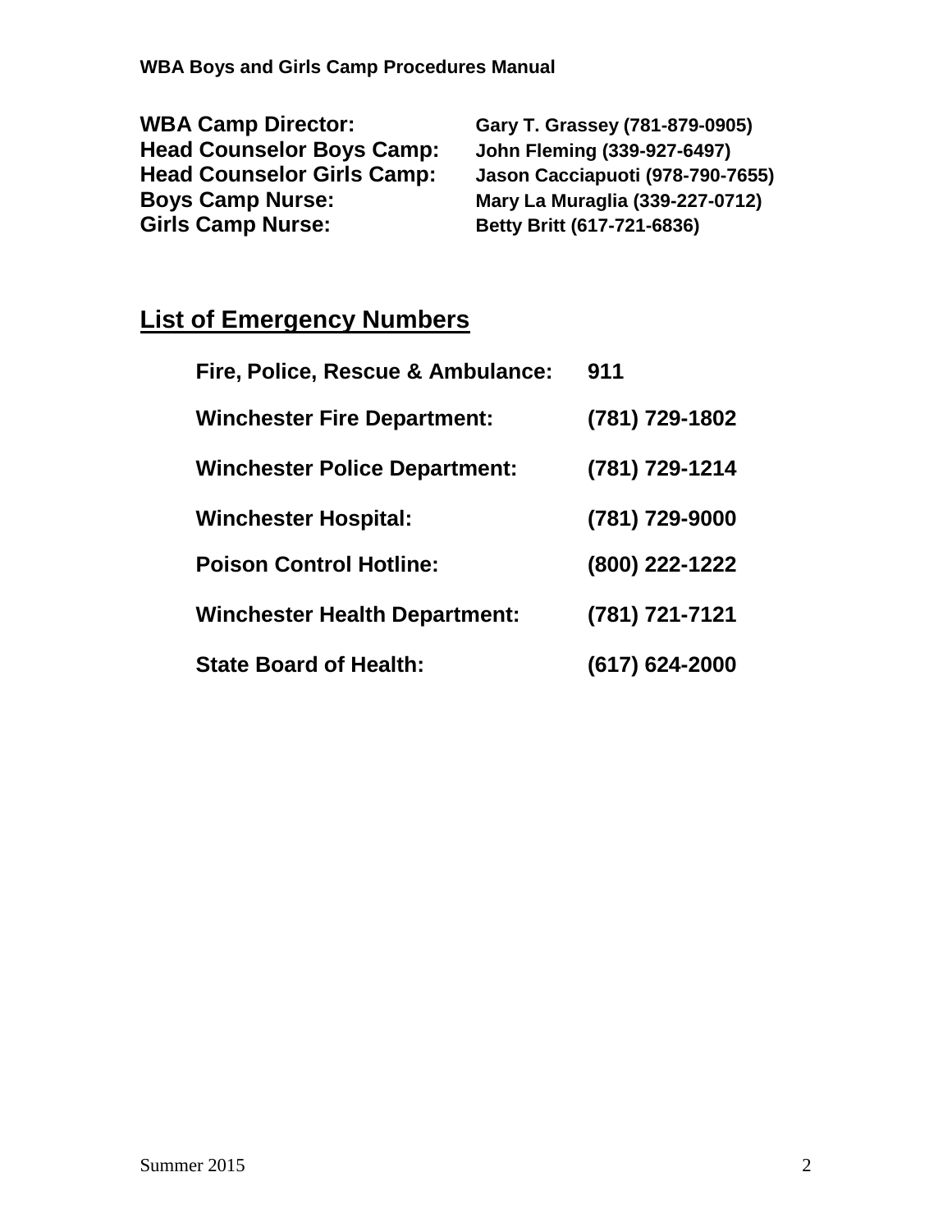**WBA Camp Director:** Gary T. Grassey (781-879-0905)
**Head Counselor Boys Camp:** John Fleming (339-927-6497)
**Head Counselor Girls Camp:** Jason Cacciapuoti (978-790-7655)
**Boys Camp Nurse:** Mary La Muraglia (339-227-0712)
**Girls Camp Nurse:** Betty Britt (617-721-6836)

## List of Emergency Numbers

| | |
|---|---|
| **Fire, Police, Rescue & Ambulance:** | **911** |
| **Winchester Fire Department:** | **(781) 729-1802** |
| **Winchester Police Department:** | **(781) 729-1214** |
| **Winchester Hospital:** | **(781) 729-9000** |
| **Poison Control Hotline:** | **(800) 222-1222** |
| **Winchester Health Department:** | **(781) 721-7121** |
| **State Board of Health:** | **(617) 624-2000** |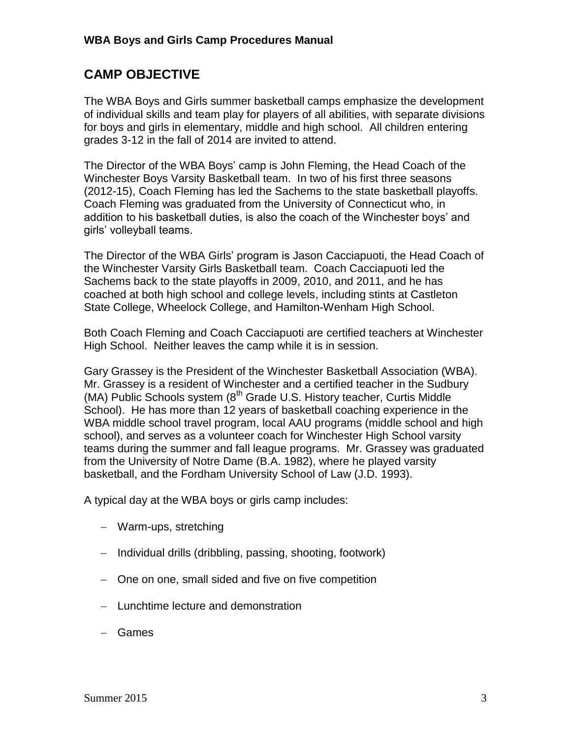## CAMP OBJECTIVE

The WBA Boys and Girls summer basketball camps emphasize the development of individual skills and team play for players of all abilities, with separate divisions for boys and girls in elementary, middle and high school. All children entering grades 3-12 in the fall of 2014 are invited to attend.

The Director of the WBA Boys' camp is John Fleming, the Head Coach of the Winchester Boys Varsity Basketball team. In two of his first three seasons (2012-15), Coach Fleming has led the Sachems to the state basketball playoffs. Coach Fleming was graduated from the University of Connecticut who, in addition to his basketball duties, is also the coach of the Winchester boys' and girls' volleyball teams.

The Director of the WBA Girls' program is Jason Cacciapuoti, the Head Coach of the Winchester Varsity Girls Basketball team. Coach Cacciapuoti led the Sachems back to the state playoffs in 2009, 2010, and 2011, and he has coached at both high school and college levels, including stints at Castleton State College, Wheelock College, and Hamilton-Wenham High School.

Both Coach Fleming and Coach Cacciapuoti are certified teachers at Winchester High School. Neither leaves the camp while it is in session.

Gary Grassey is the President of the Winchester Basketball Association (WBA). Mr. Grassey is a resident of Winchester and a certified teacher in the Sudbury (MA) Public Schools system (8th Grade U.S. History teacher, Curtis Middle School). He has more than 12 years of basketball coaching experience in the WBA middle school travel program, local AAU programs (middle school and high school), and serves as a volunteer coach for Winchester High School varsity teams during the summer and fall league programs. Mr. Grassey was graduated from the University of Notre Dame (B.A. 1982), where he played varsity basketball, and the Fordham University School of Law (J.D. 1993).

A typical day at the WBA boys or girls camp includes:

- Warm-ups, stretching
- Individual drills (dribbling, passing, shooting, footwork)
- One on one, small sided and five on five competition
- Lunchtime lecture and demonstration
- Games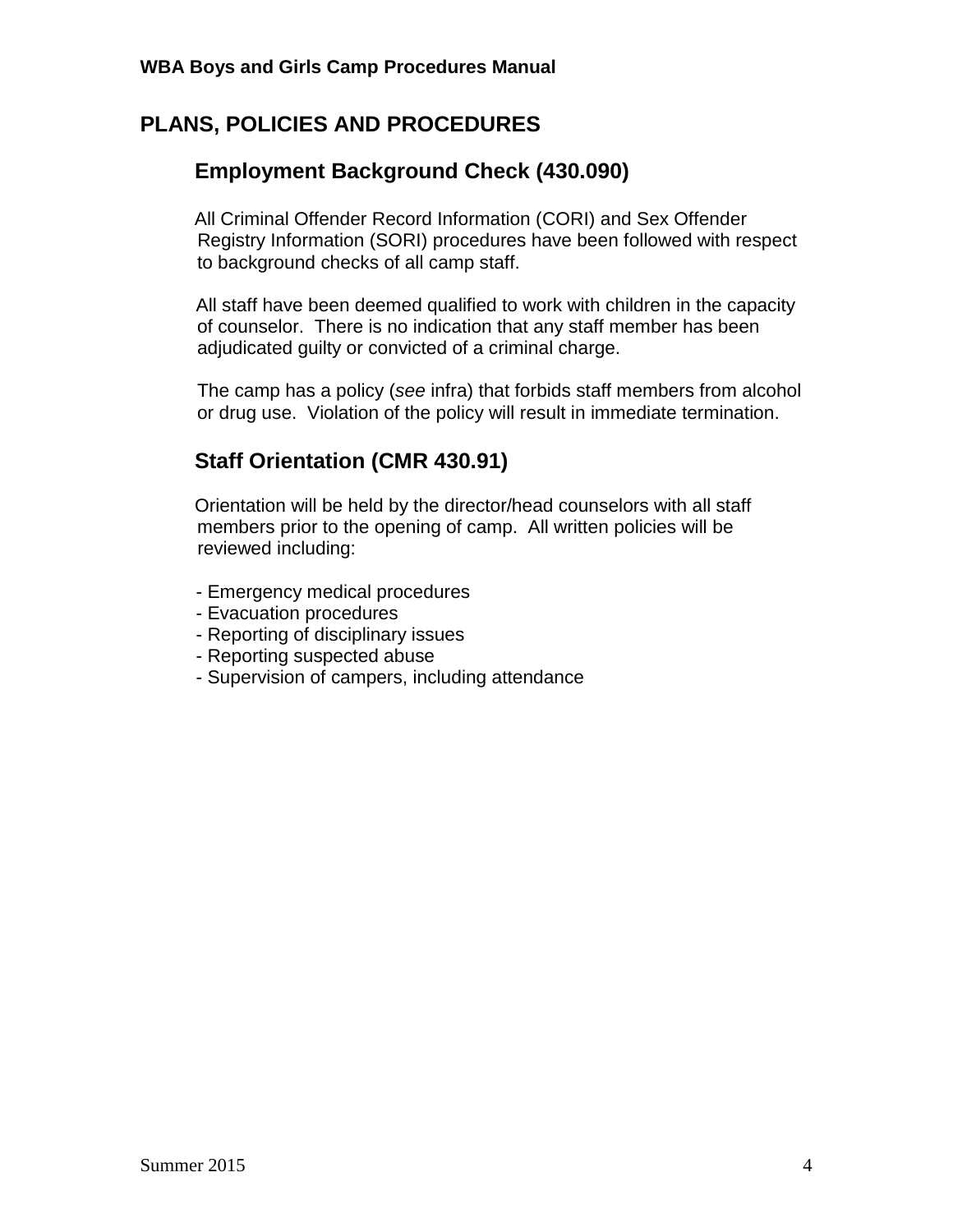# PLANS, POLICIES AND PROCEDURES

## Employment Background Check (430.090)

All Criminal Offender Record Information (CORI) and Sex Offender Registry Information (SORI) procedures have been followed with respect to background checks of all camp staff.

All staff have been deemed qualified to work with children in the capacity of counselor. There is no indication that any staff member has been adjudicated guilty or convicted of a criminal charge.

The camp has a policy (*see* infra) that forbids staff members from alcohol or drug use. Violation of the policy will result in immediate termination.

## Staff Orientation (CMR 430.91)

Orientation will be held by the director/head counselors with all staff members prior to the opening of camp. All written policies will be reviewed including:

- Emergency medical procedures
- Evacuation procedures
- Reporting of disciplinary issues
- Reporting suspected abuse
- Supervision of campers, including attendance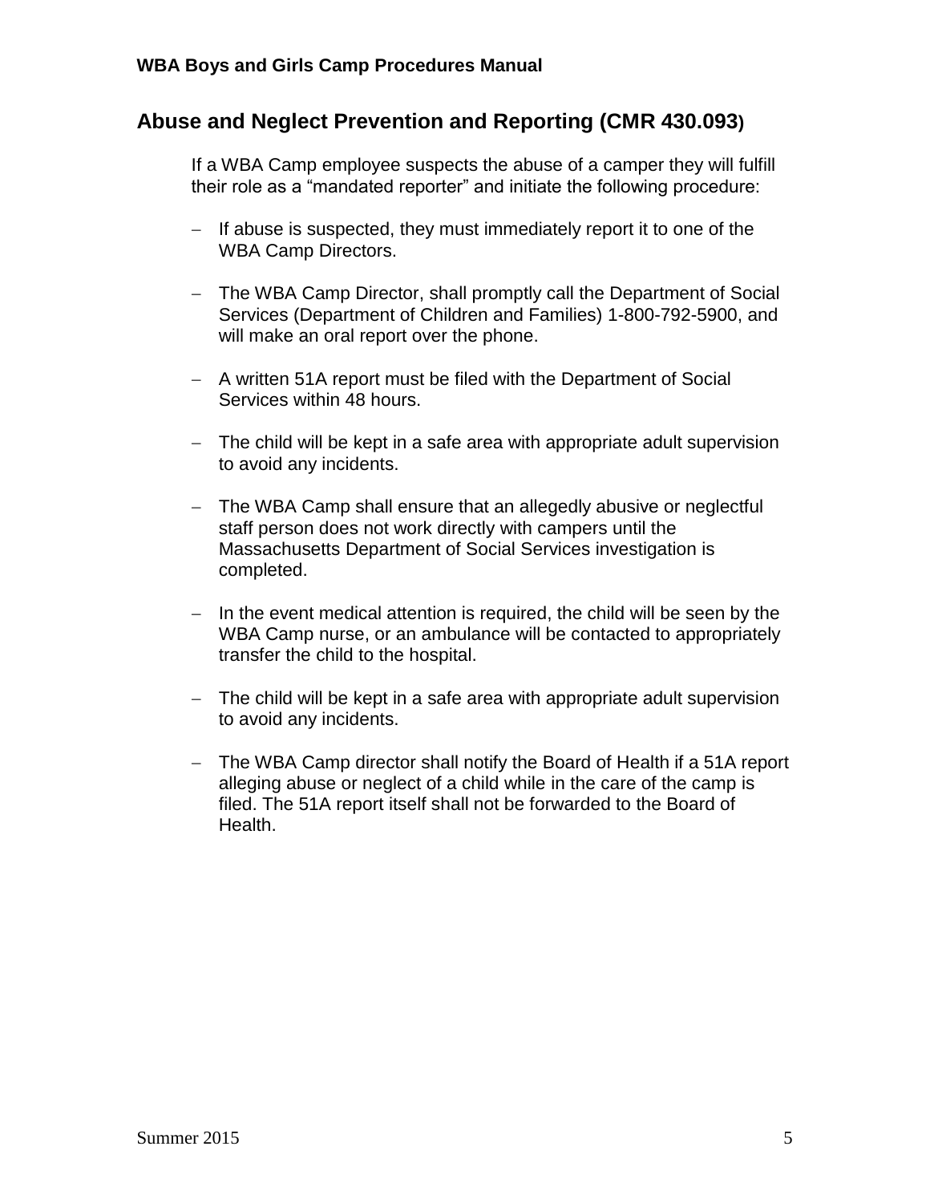## Abuse and Neglect Prevention and Reporting (CMR 430.093)

If a WBA Camp employee suspects the abuse of a camper they will fulfill their role as a "mandated reporter" and initiate the following procedure:

- If abuse is suspected, they must immediately report it to one of the WBA Camp Directors.
- The WBA Camp Director, shall promptly call the Department of Social Services (Department of Children and Families) 1-800-792-5900, and will make an oral report over the phone.
- A written 51A report must be filed with the Department of Social Services within 48 hours.
- The child will be kept in a safe area with appropriate adult supervision to avoid any incidents.
- The WBA Camp shall ensure that an allegedly abusive or neglectful staff person does not work directly with campers until the Massachusetts Department of Social Services investigation is completed.
- In the event medical attention is required, the child will be seen by the WBA Camp nurse, or an ambulance will be contacted to appropriately transfer the child to the hospital.
- The child will be kept in a safe area with appropriate adult supervision to avoid any incidents.
- The WBA Camp director shall notify the Board of Health if a 51A report alleging abuse or neglect of a child while in the care of the camp is filed. The 51A report itself shall not be forwarded to the Board of Health.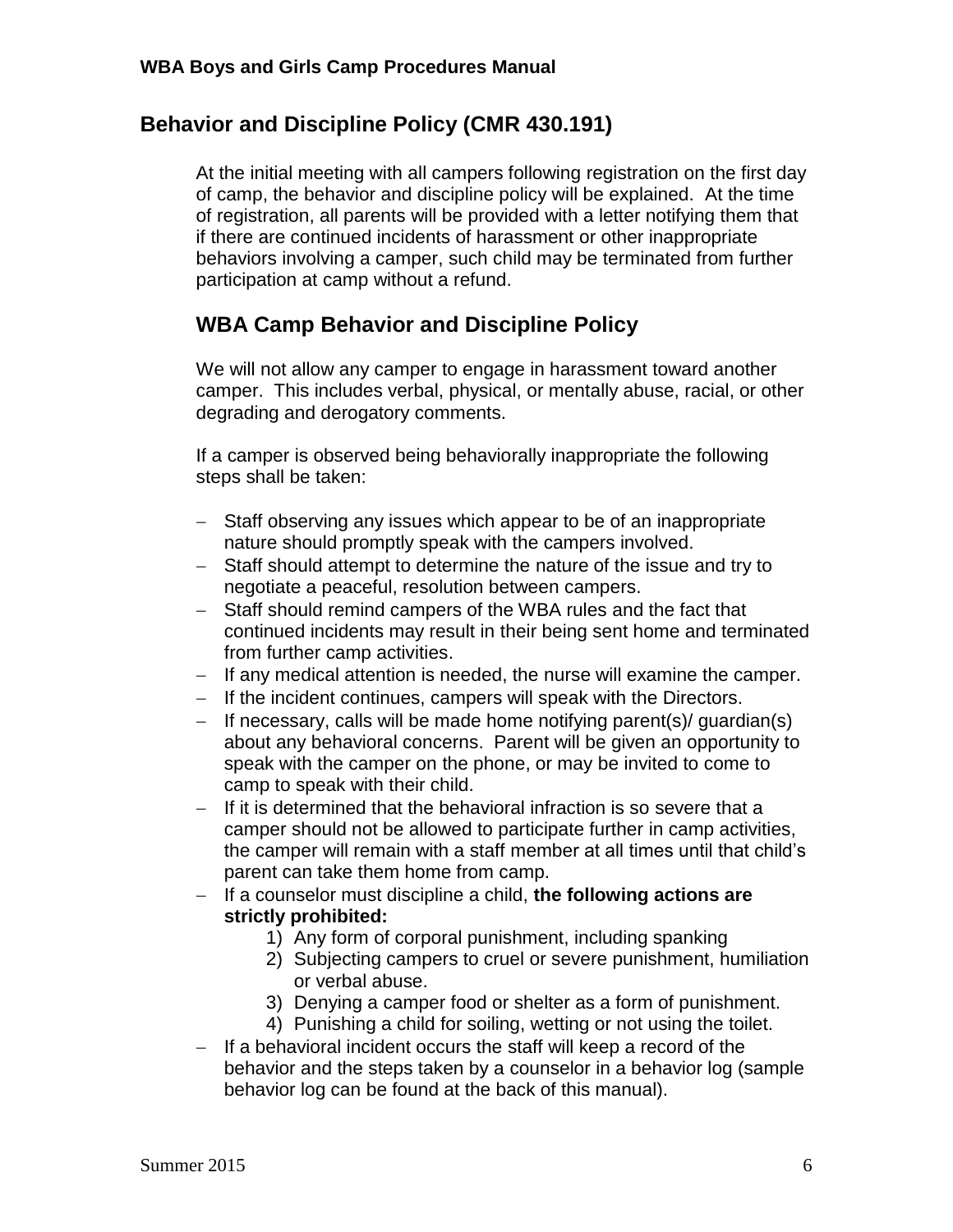## Behavior and Discipline Policy (CMR 430.191)

At the initial meeting with all campers following registration on the first day of camp, the behavior and discipline policy will be explained. At the time of registration, all parents will be provided with a letter notifying them that if there are continued incidents of harassment or other inappropriate behaviors involving a camper, such child may be terminated from further participation at camp without a refund.

### WBA Camp Behavior and Discipline Policy

We will not allow any camper to engage in harassment toward another camper. This includes verbal, physical, or mentally abuse, racial, or other degrading and derogatory comments.

If a camper is observed being behaviorally inappropriate the following steps shall be taken:

- Staff observing any issues which appear to be of an inappropriate nature should promptly speak with the campers involved.
- Staff should attempt to determine the nature of the issue and try to negotiate a peaceful, resolution between campers.
- Staff should remind campers of the WBA rules and the fact that continued incidents may result in their being sent home and terminated from further camp activities.
- If any medical attention is needed, the nurse will examine the camper.
- If the incident continues, campers will speak with the Directors.
- If necessary, calls will be made home notifying parent(s)/ guardian(s) about any behavioral concerns. Parent will be given an opportunity to speak with the camper on the phone, or may be invited to come to camp to speak with their child.
- If it is determined that the behavioral infraction is so severe that a camper should not be allowed to participate further in camp activities, the camper will remain with a staff member at all times until that child's parent can take them home from camp.
- If a counselor must discipline a child, **the following actions are strictly prohibited:**
    1) Any form of corporal punishment, including spanking
    2) Subjecting campers to cruel or severe punishment, humiliation or verbal abuse.
    3) Denying a camper food or shelter as a form of punishment.
    4) Punishing a child for soiling, wetting or not using the toilet.
- If a behavioral incident occurs the staff will keep a record of the behavior and the steps taken by a counselor in a behavior log (sample behavior log can be found at the back of this manual).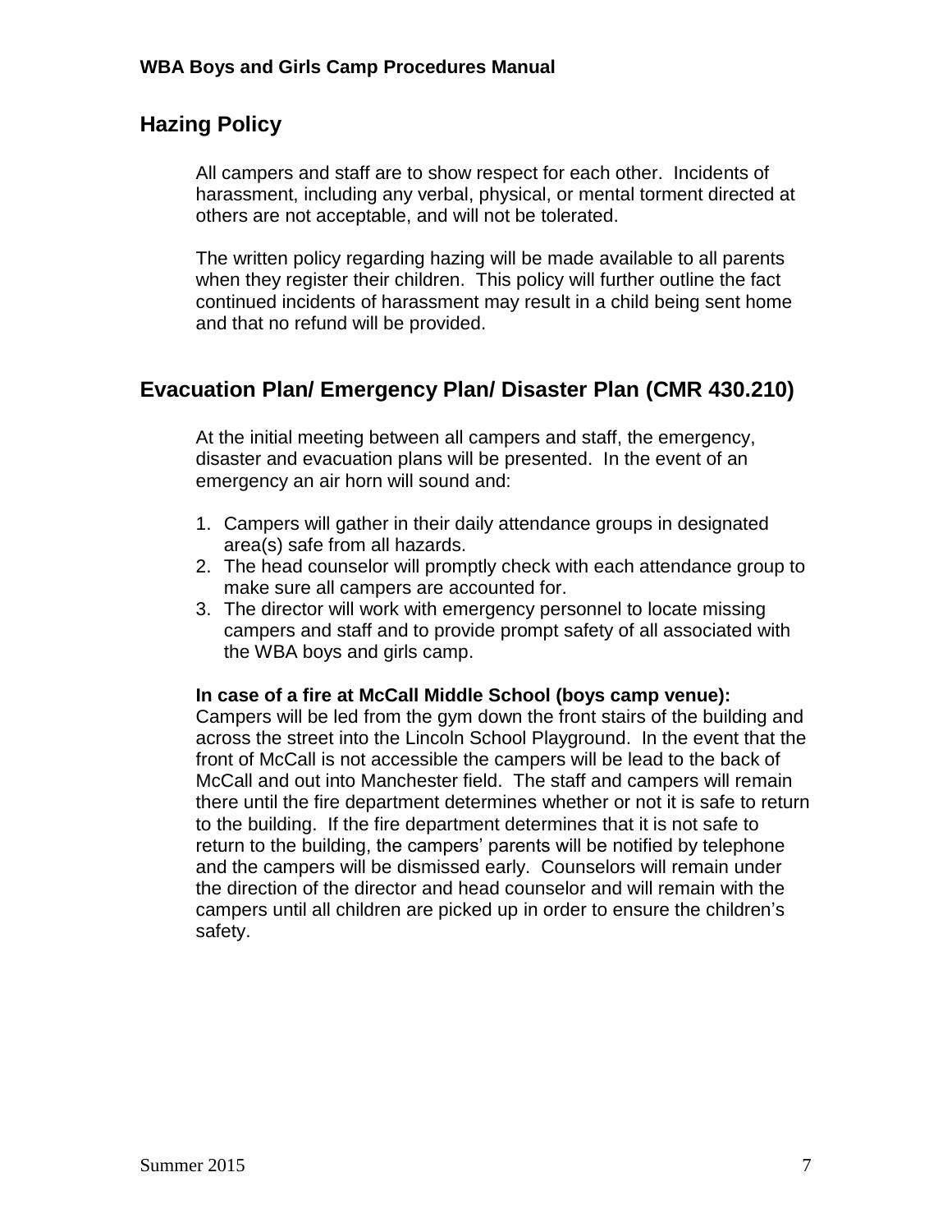## Hazing Policy

All campers and staff are to show respect for each other. Incidents of harassment, including any verbal, physical, or mental torment directed at others are not acceptable, and will not be tolerated.

The written policy regarding hazing will be made available to all parents when they register their children. This policy will further outline the fact continued incidents of harassment may result in a child being sent home and that no refund will be provided.

## Evacuation Plan/ Emergency Plan/ Disaster Plan (CMR 430.210)

At the initial meeting between all campers and staff, the emergency, disaster and evacuation plans will be presented. In the event of an emergency an air horn will sound and:

1. Campers will gather in their daily attendance groups in designated area(s) safe from all hazards.
2. The head counselor will promptly check with each attendance group to make sure all campers are accounted for.
3. The director will work with emergency personnel to locate missing campers and staff and to provide prompt safety of all associated with the WBA boys and girls camp.

**In case of a fire at McCall Middle School (boys camp venue):**
Campers will be led from the gym down the front stairs of the building and across the street into the Lincoln School Playground. In the event that the front of McCall is not accessible the campers will be lead to the back of McCall and out into Manchester field. The staff and campers will remain there until the fire department determines whether or not it is safe to return to the building. If the fire department determines that it is not safe to return to the building, the campers' parents will be notified by telephone and the campers will be dismissed early. Counselors will remain under the direction of the director and head counselor and will remain with the campers until all children are picked up in order to ensure the children's safety.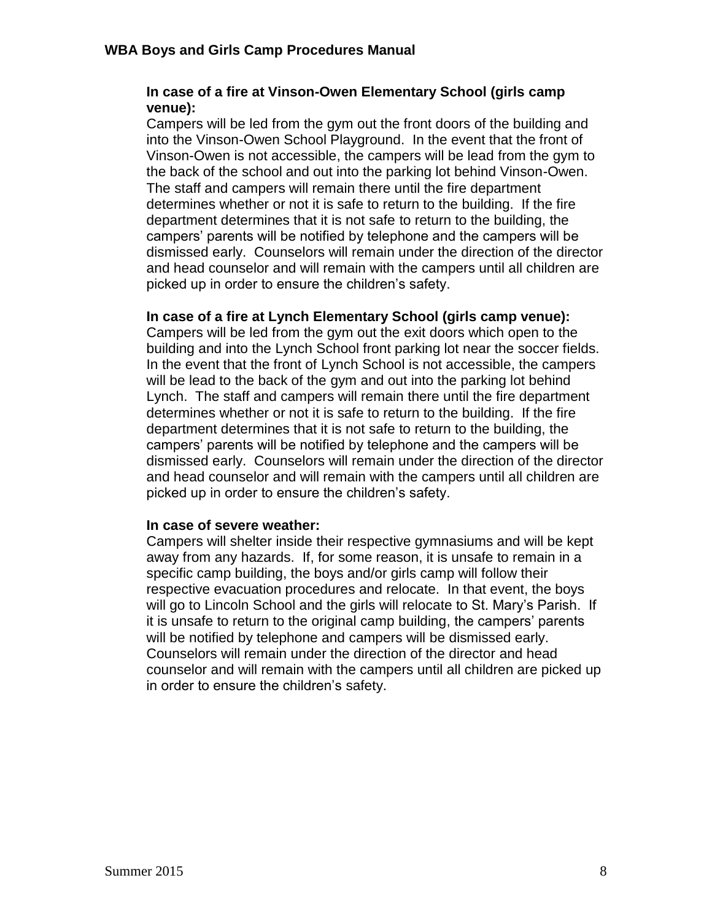**In case of a fire at Vinson-Owen Elementary School (girls camp venue):**

Campers will be led from the gym out the front doors of the building and into the Vinson-Owen School Playground. In the event that the front of Vinson-Owen is not accessible, the campers will be lead from the gym to the back of the school and out into the parking lot behind Vinson-Owen. The staff and campers will remain there until the fire department determines whether or not it is safe to return to the building. If the fire department determines that it is not safe to return to the building, the campers' parents will be notified by telephone and the campers will be dismissed early. Counselors will remain under the direction of the director and head counselor and will remain with the campers until all children are picked up in order to ensure the children's safety.

**In case of a fire at Lynch Elementary School (girls camp venue):**

Campers will be led from the gym out the exit doors which open to the building and into the Lynch School front parking lot near the soccer fields. In the event that the front of Lynch School is not accessible, the campers will be lead to the back of the gym and out into the parking lot behind Lynch. The staff and campers will remain there until the fire department determines whether or not it is safe to return to the building. If the fire department determines that it is not safe to return to the building, the campers' parents will be notified by telephone and the campers will be dismissed early. Counselors will remain under the direction of the director and head counselor and will remain with the campers until all children are picked up in order to ensure the children's safety.

**In case of severe weather:**

Campers will shelter inside their respective gymnasiums and will be kept away from any hazards. If, for some reason, it is unsafe to remain in a specific camp building, the boys and/or girls camp will follow their respective evacuation procedures and relocate. In that event, the boys will go to Lincoln School and the girls will relocate to St. Mary's Parish. If it is unsafe to return to the original camp building, the campers' parents will be notified by telephone and campers will be dismissed early. Counselors will remain under the direction of the director and head counselor and will remain with the campers until all children are picked up in order to ensure the children's safety.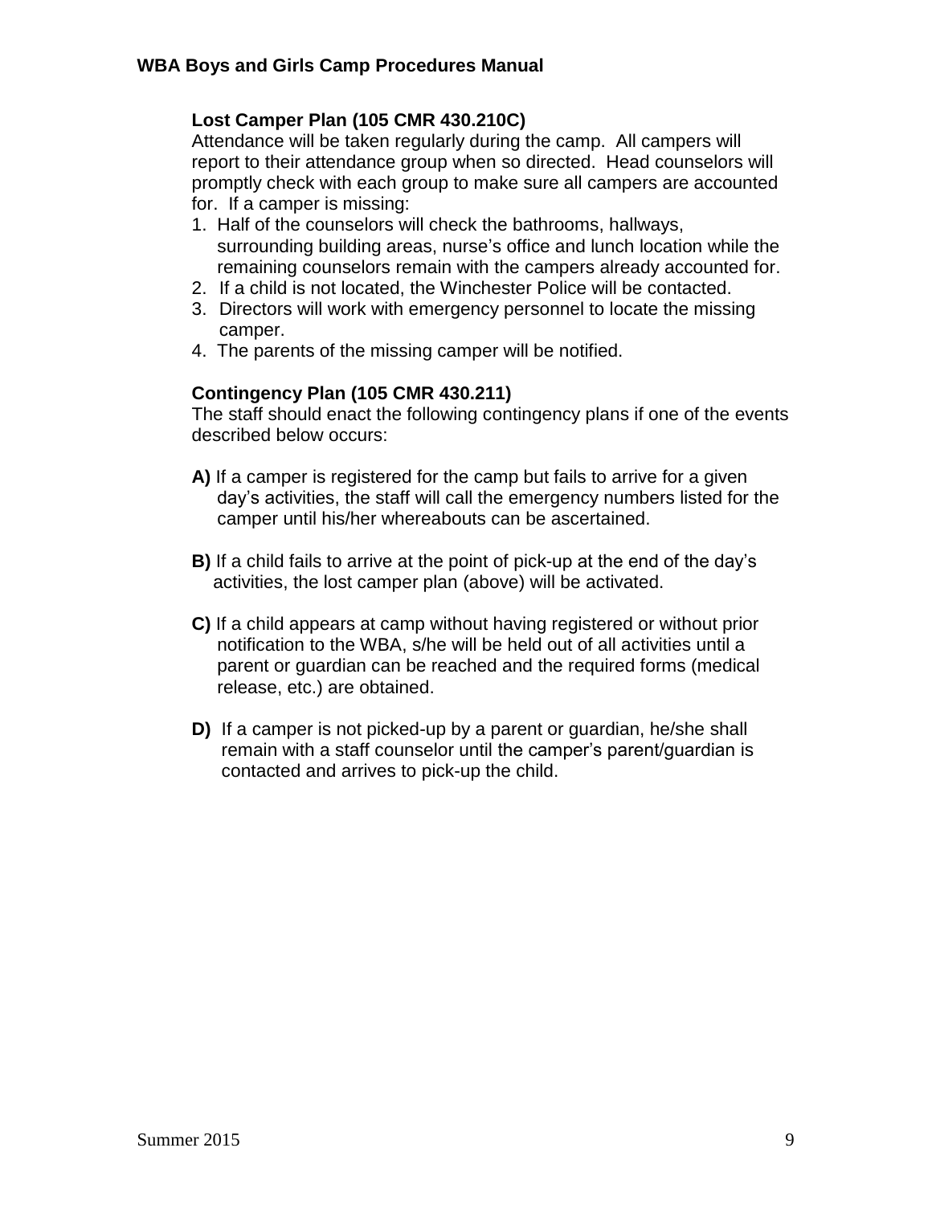## Lost Camper Plan (105 CMR 430.210C)

Attendance will be taken regularly during the camp. All campers will report to their attendance group when so directed. Head counselors will promptly check with each group to make sure all campers are accounted for. If a camper is missing:

1. Half of the counselors will check the bathrooms, hallways, surrounding building areas, nurse's office and lunch location while the remaining counselors remain with the campers already accounted for.
2. If a child is not located, the Winchester Police will be contacted.
3. Directors will work with emergency personnel to locate the missing camper.
4. The parents of the missing camper will be notified.

## Contingency Plan (105 CMR 430.211)

The staff should enact the following contingency plans if one of the events described below occurs:

**A)** If a camper is registered for the camp but fails to arrive for a given day's activities, the staff will call the emergency numbers listed for the camper until his/her whereabouts can be ascertained.

**B)** If a child fails to arrive at the point of pick-up at the end of the day's activities, the lost camper plan (above) will be activated.

**C)** If a child appears at camp without having registered or without prior notification to the WBA, s/he will be held out of all activities until a parent or guardian can be reached and the required forms (medical release, etc.) are obtained.

**D)** If a camper is not picked-up by a parent or guardian, he/she shall remain with a staff counselor until the camper's parent/guardian is contacted and arrives to pick-up the child.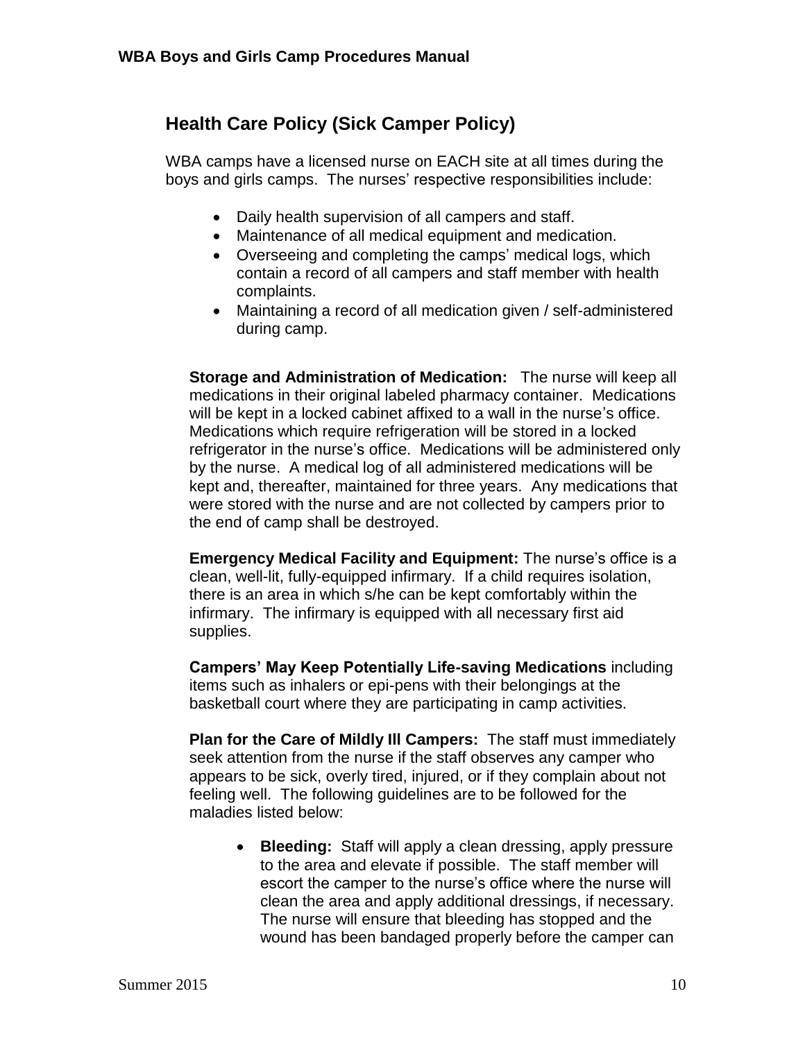## Health Care Policy (Sick Camper Policy)

WBA camps have a licensed nurse on EACH site at all times during the boys and girls camps. The nurses' respective responsibilities include:

- Daily health supervision of all campers and staff.
- Maintenance of all medical equipment and medication.
- Overseeing and completing the camps' medical logs, which contain a record of all campers and staff member with health complaints.
- Maintaining a record of all medication given / self-administered during camp.

**Storage and Administration of Medication:** The nurse will keep all medications in their original labeled pharmacy container. Medications will be kept in a locked cabinet affixed to a wall in the nurse's office. Medications which require refrigeration will be stored in a locked refrigerator in the nurse's office. Medications will be administered only by the nurse. A medical log of all administered medications will be kept and, thereafter, maintained for three years. Any medications that were stored with the nurse and are not collected by campers prior to the end of camp shall be destroyed.

**Emergency Medical Facility and Equipment:** The nurse's office is a clean, well-lit, fully-equipped infirmary. If a child requires isolation, there is an area in which s/he can be kept comfortably within the infirmary. The infirmary is equipped with all necessary first aid supplies.

**Campers' May Keep Potentially Life-saving Medications** including items such as inhalers or epi-pens with their belongings at the basketball court where they are participating in camp activities.

**Plan for the Care of Mildly Ill Campers:** The staff must immediately seek attention from the nurse if the staff observes any camper who appears to be sick, overly tired, injured, or if they complain about not feeling well. The following guidelines are to be followed for the maladies listed below:

- **Bleeding:** Staff will apply a clean dressing, apply pressure to the area and elevate if possible. The staff member will escort the camper to the nurse's office where the nurse will clean the area and apply additional dressings, if necessary. The nurse will ensure that bleeding has stopped and the wound has been bandaged properly before the camper can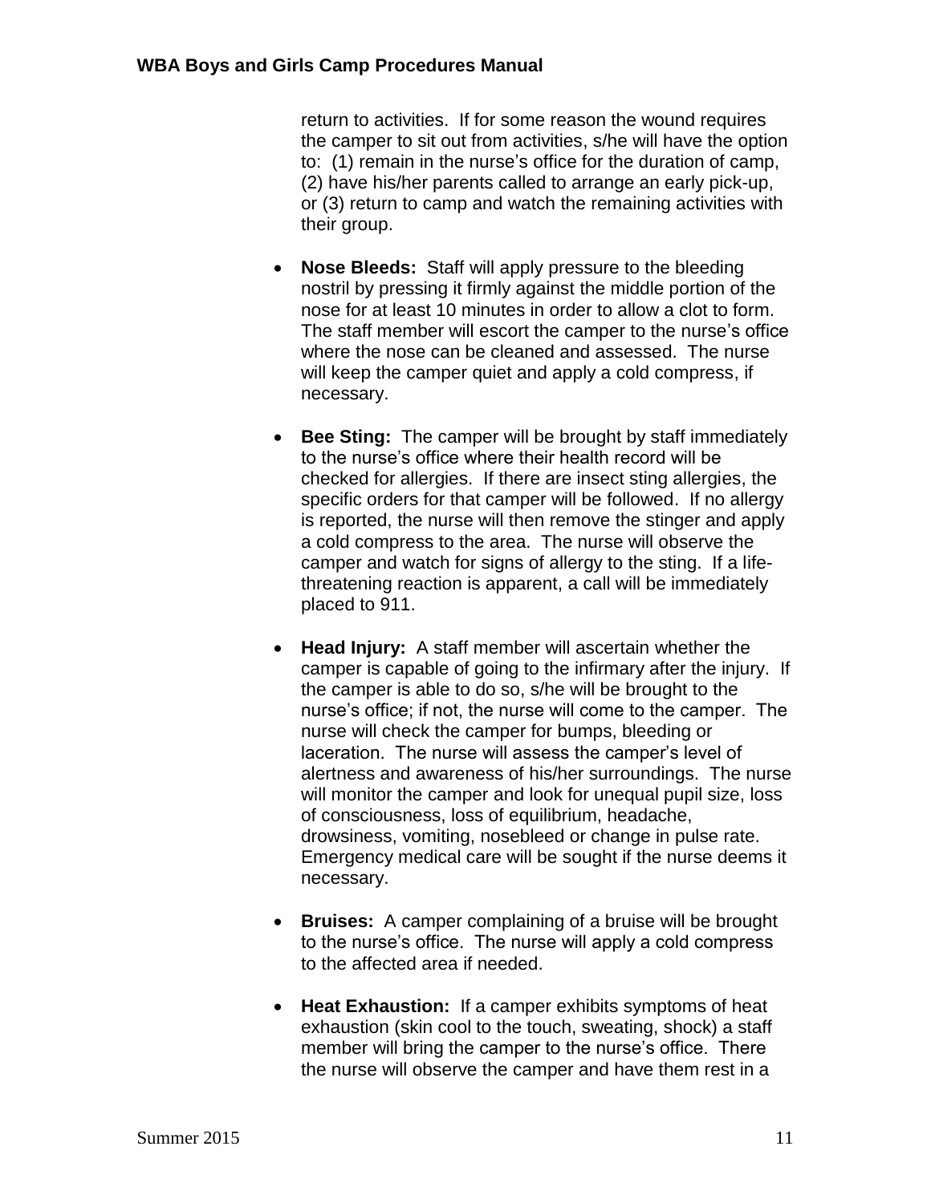return to activities. If for some reason the wound requires the camper to sit out from activities, s/he will have the option to: (1) remain in the nurse's office for the duration of camp, (2) have his/her parents called to arrange an early pick-up, or (3) return to camp and watch the remaining activities with their group.

- **Nose Bleeds:** Staff will apply pressure to the bleeding nostril by pressing it firmly against the middle portion of the nose for at least 10 minutes in order to allow a clot to form. The staff member will escort the camper to the nurse's office where the nose can be cleaned and assessed. The nurse will keep the camper quiet and apply a cold compress, if necessary.

- **Bee Sting:** The camper will be brought by staff immediately to the nurse's office where their health record will be checked for allergies. If there are insect sting allergies, the specific orders for that camper will be followed. If no allergy is reported, the nurse will then remove the stinger and apply a cold compress to the area. The nurse will observe the camper and watch for signs of allergy to the sting. If a life-threatening reaction is apparent, a call will be immediately placed to 911.

- **Head Injury:** A staff member will ascertain whether the camper is capable of going to the infirmary after the injury. If the camper is able to do so, s/he will be brought to the nurse's office; if not, the nurse will come to the camper. The nurse will check the camper for bumps, bleeding or laceration. The nurse will assess the camper's level of alertness and awareness of his/her surroundings. The nurse will monitor the camper and look for unequal pupil size, loss of consciousness, loss of equilibrium, headache, drowsiness, vomiting, nosebleed or change in pulse rate. Emergency medical care will be sought if the nurse deems it necessary.

- **Bruises:** A camper complaining of a bruise will be brought to the nurse's office. The nurse will apply a cold compress to the affected area if needed.

- **Heat Exhaustion:** If a camper exhibits symptoms of heat exhaustion (skin cool to the touch, sweating, shock) a staff member will bring the camper to the nurse's office. There the nurse will observe the camper and have them rest in a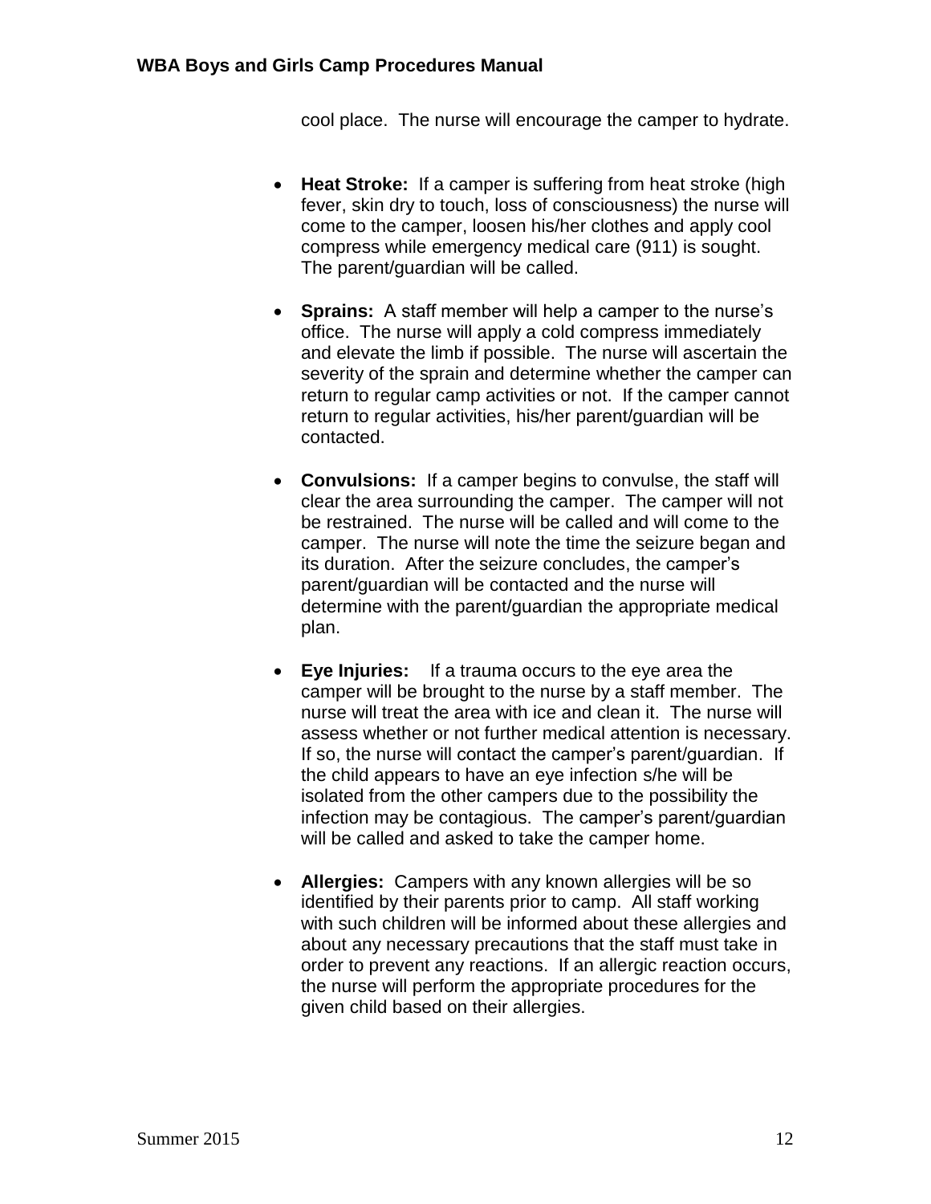cool place. The nurse will encourage the camper to hydrate.

- **Heat Stroke:** If a camper is suffering from heat stroke (high fever, skin dry to touch, loss of consciousness) the nurse will come to the camper, loosen his/her clothes and apply cool compress while emergency medical care (911) is sought. The parent/guardian will be called.

- **Sprains:** A staff member will help a camper to the nurse's office. The nurse will apply a cold compress immediately and elevate the limb if possible. The nurse will ascertain the severity of the sprain and determine whether the camper can return to regular camp activities or not. If the camper cannot return to regular activities, his/her parent/guardian will be contacted.

- **Convulsions:** If a camper begins to convulse, the staff will clear the area surrounding the camper. The camper will not be restrained. The nurse will be called and will come to the camper. The nurse will note the time the seizure began and its duration. After the seizure concludes, the camper's parent/guardian will be contacted and the nurse will determine with the parent/guardian the appropriate medical plan.

- **Eye Injuries:** If a trauma occurs to the eye area the camper will be brought to the nurse by a staff member. The nurse will treat the area with ice and clean it. The nurse will assess whether or not further medical attention is necessary. If so, the nurse will contact the camper's parent/guardian. If the child appears to have an eye infection s/he will be isolated from the other campers due to the possibility the infection may be contagious. The camper's parent/guardian will be called and asked to take the camper home.

- **Allergies:** Campers with any known allergies will be so identified by their parents prior to camp. All staff working with such children will be informed about these allergies and about any necessary precautions that the staff must take in order to prevent any reactions. If an allergic reaction occurs, the nurse will perform the appropriate procedures for the given child based on their allergies.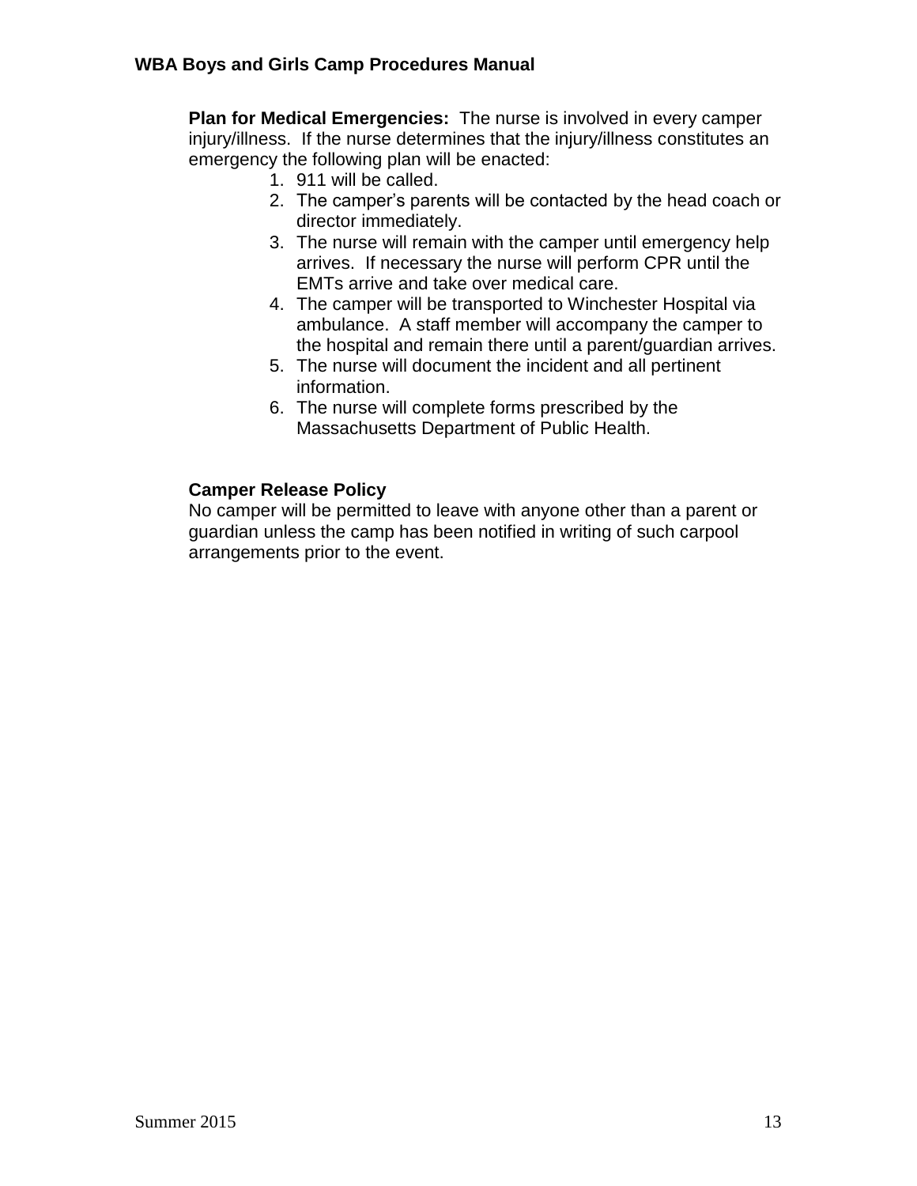**Plan for Medical Emergencies:** The nurse is involved in every camper injury/illness. If the nurse determines that the injury/illness constitutes an emergency the following plan will be enacted:

1. 911 will be called.
2. The camper's parents will be contacted by the head coach or director immediately.
3. The nurse will remain with the camper until emergency help arrives. If necessary the nurse will perform CPR until the EMTs arrive and take over medical care.
4. The camper will be transported to Winchester Hospital via ambulance. A staff member will accompany the camper to the hospital and remain there until a parent/guardian arrives.
5. The nurse will document the incident and all pertinent information.
6. The nurse will complete forms prescribed by the Massachusetts Department of Public Health.

**Camper Release Policy**

No camper will be permitted to leave with anyone other than a parent or guardian unless the camp has been notified in writing of such carpool arrangements prior to the event.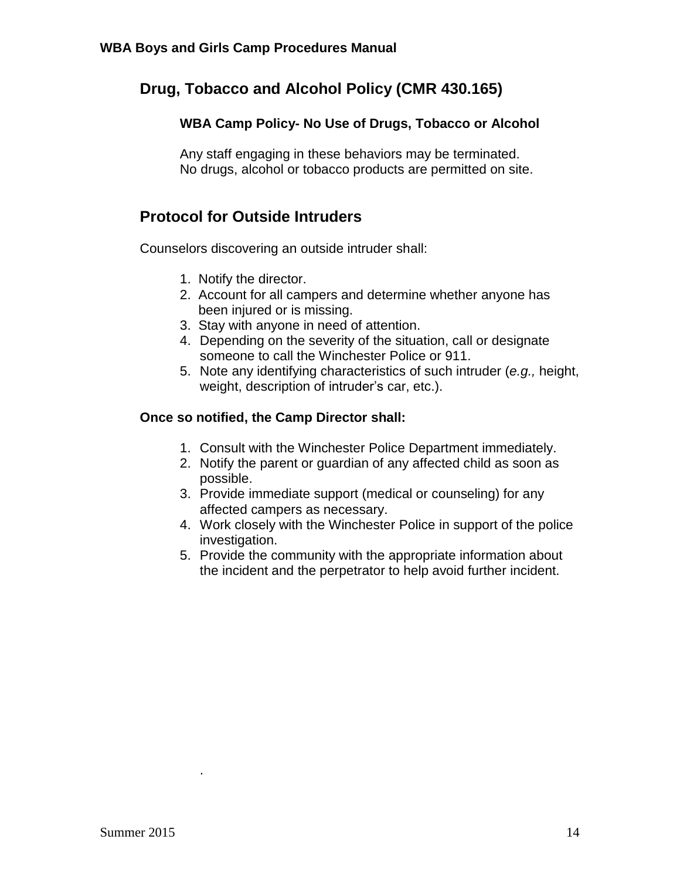## Drug, Tobacco and Alcohol Policy (CMR 430.165)

### WBA Camp Policy- No Use of Drugs, Tobacco or Alcohol

Any staff engaging in these behaviors may be terminated.
No drugs, alcohol or tobacco products are permitted on site.

## Protocol for Outside Intruders

Counselors discovering an outside intruder shall:

1. Notify the director.
2. Account for all campers and determine whether anyone has been injured or is missing.
3. Stay with anyone in need of attention.
4. Depending on the severity of the situation, call or designate someone to call the Winchester Police or 911.
5. Note any identifying characteristics of such intruder (*e.g.,* height, weight, description of intruder's car, etc.).

**Once so notified, the Camp Director shall:**

1. Consult with the Winchester Police Department immediately.
2. Notify the parent or guardian of any affected child as soon as possible.
3. Provide immediate support (medical or counseling) for any affected campers as necessary.
4. Work closely with the Winchester Police in support of the police investigation.
5. Provide the community with the appropriate information about the incident and the perpetrator to help avoid further incident.

.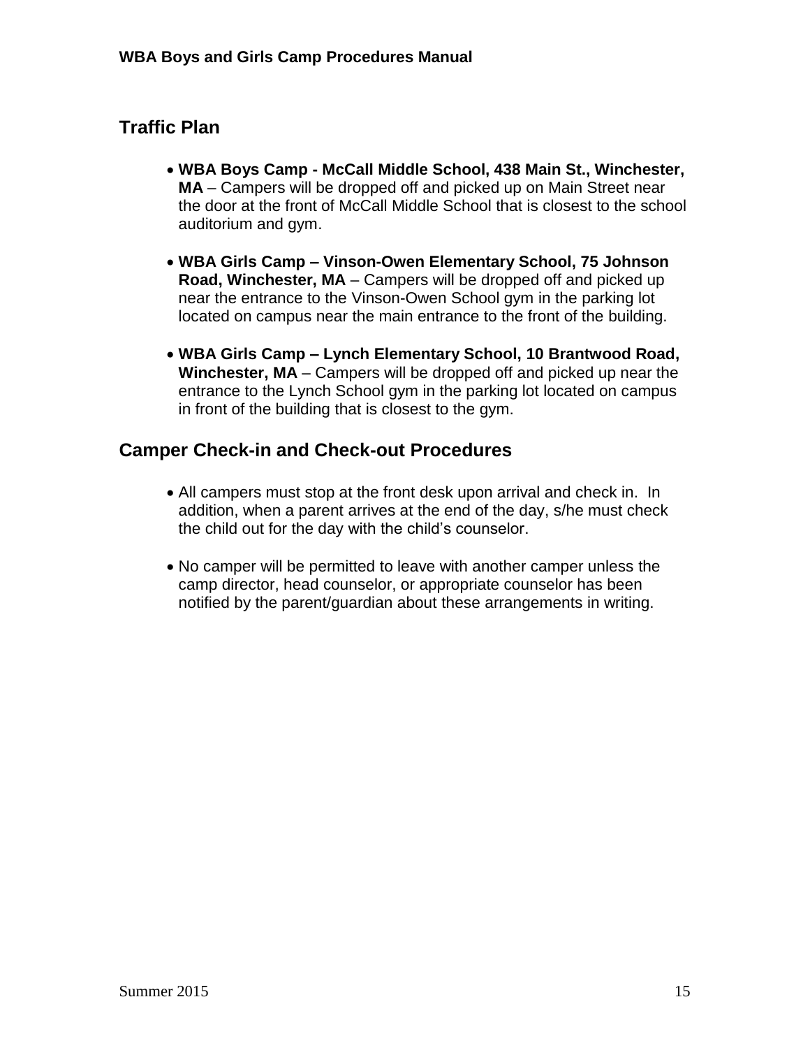## Traffic Plan

- **WBA Boys Camp - McCall Middle School, 438 Main St., Winchester, MA** – Campers will be dropped off and picked up on Main Street near the door at the front of McCall Middle School that is closest to the school auditorium and gym.

- **WBA Girls Camp – Vinson-Owen Elementary School, 75 Johnson Road, Winchester, MA** – Campers will be dropped off and picked up near the entrance to the Vinson-Owen School gym in the parking lot located on campus near the main entrance to the front of the building.

- **WBA Girls Camp – Lynch Elementary School, 10 Brantwood Road, Winchester, MA** – Campers will be dropped off and picked up near the entrance to the Lynch School gym in the parking lot located on campus in front of the building that is closest to the gym.

## Camper Check-in and Check-out Procedures

- All campers must stop at the front desk upon arrival and check in. In addition, when a parent arrives at the end of the day, s/he must check the child out for the day with the child's counselor.

- No camper will be permitted to leave with another camper unless the camp director, head counselor, or appropriate counselor has been notified by the parent/guardian about these arrangements in writing.